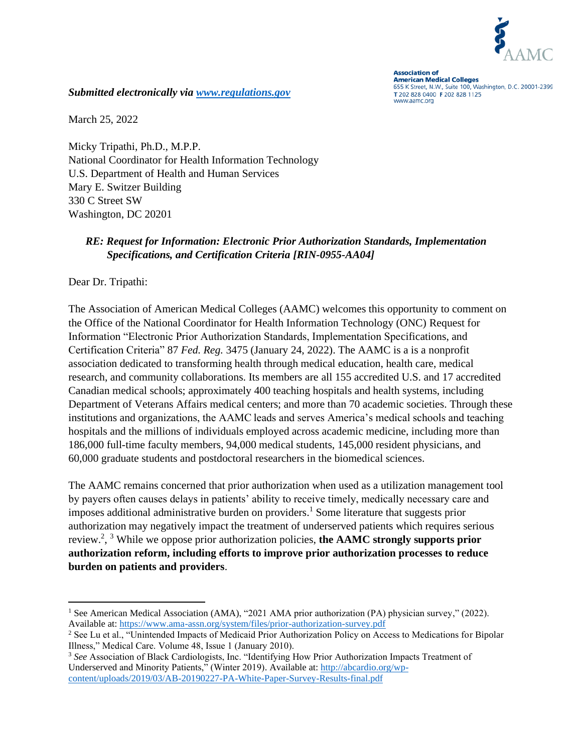AAMC

**Association of American Medical Colleges**
655 K Street, N.W., Suite 100, Washington, D.C. 20001-2399
T 202 828 0400 F 202 828 1125
www.aamc.org

***Submitted electronically via [www.regulations.gov](http://www.regulations.gov)***

March 25, 2022

Micky Tripathi, Ph.D., M.P.P.
National Coordinator for Health Information Technology
U.S. Department of Health and Human Services
Mary E. Switzer Building
330 C Street SW
Washington, DC 20201

***RE: Request for Information: Electronic Prior Authorization Standards, Implementation Specifications, and Certification Criteria [RIN-0955-AA04]***

Dear Dr. Tripathi:

The Association of American Medical Colleges (AAMC) welcomes this opportunity to comment on the Office of the National Coordinator for Health Information Technology (ONC) Request for Information "Electronic Prior Authorization Standards, Implementation Specifications, and Certification Criteria" 87 *Fed. Reg.* 3475 (January 24, 2022). The AAMC is a is a nonprofit association dedicated to transforming health through medical education, health care, medical research, and community collaborations. Its members are all 155 accredited U.S. and 17 accredited Canadian medical schools; approximately 400 teaching hospitals and health systems, including Department of Veterans Affairs medical centers; and more than 70 academic societies. Through these institutions and organizations, the AAMC leads and serves America's medical schools and teaching hospitals and the millions of individuals employed across academic medicine, including more than 186,000 full-time faculty members, 94,000 medical students, 145,000 resident physicians, and 60,000 graduate students and postdoctoral researchers in the biomedical sciences.

The AAMC remains concerned that prior authorization when used as a utilization management tool by payers often causes delays in patients' ability to receive timely, medically necessary care and imposes additional administrative burden on providers.[1] Some literature that suggests prior authorization may negatively impact the treatment of underserved patients which requires serious review.[2], [3] While we oppose prior authorization policies, **the AAMC strongly supports prior authorization reform, including efforts to improve prior authorization processes to reduce burden on patients and providers**.

---

[1] See American Medical Association (AMA), "2021 AMA prior authorization (PA) physician survey," (2022). Available at: [https://www.ama-assn.org/system/files/prior-authorization-survey.pdf](https://www.ama-assn.org/system/files/prior-authorization-survey.pdf)

[2] See Lu et al., "Unintended Impacts of Medicaid Prior Authorization Policy on Access to Medications for Bipolar Illness," Medical Care. Volume 48, Issue 1 (January 2010).

[3] *See* Association of Black Cardiologists, Inc. "Identifying How Prior Authorization Impacts Treatment of Underserved and Minority Patients," (Winter 2019). Available at: [http://abcardio.org/wp-content/uploads/2019/03/AB-20190227-PA-White-Paper-Survey-Results-final.pdf](http://abcardio.org/wp-content/uploads/2019/03/AB-20190227-PA-White-Paper-Survey-Results-final.pdf)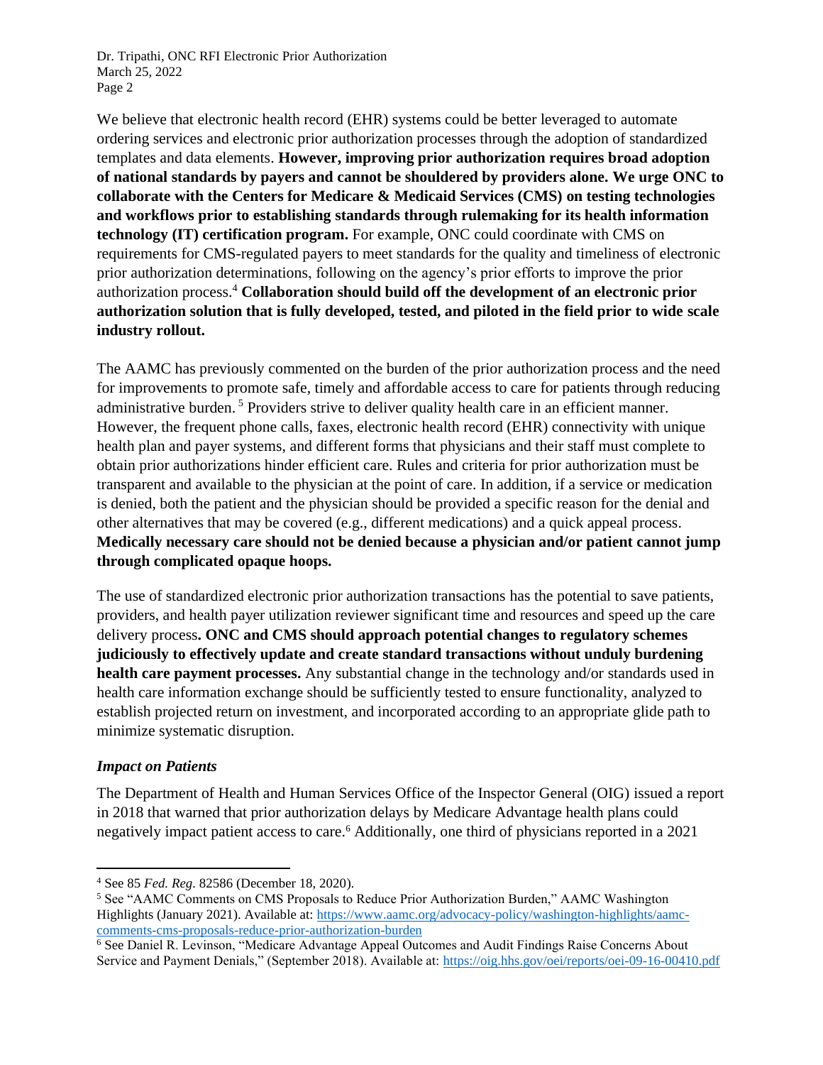We believe that electronic health record (EHR) systems could be better leveraged to automate ordering services and electronic prior authorization processes through the adoption of standardized templates and data elements. **However, improving prior authorization requires broad adoption of national standards by payers and cannot be shouldered by providers alone. We urge ONC to collaborate with the Centers for Medicare & Medicaid Services (CMS) on testing technologies and workflows prior to establishing standards through rulemaking for its health information technology (IT) certification program.** For example, ONC could coordinate with CMS on requirements for CMS-regulated payers to meet standards for the quality and timeliness of electronic prior authorization determinations, following on the agency's prior efforts to improve the prior authorization process.[4] **Collaboration should build off the development of an electronic prior authorization solution that is fully developed, tested, and piloted in the field prior to wide scale industry rollout.**

The AAMC has previously commented on the burden of the prior authorization process and the need for improvements to promote safe, timely and affordable access to care for patients through reducing administrative burden. [5] Providers strive to deliver quality health care in an efficient manner. However, the frequent phone calls, faxes, electronic health record (EHR) connectivity with unique health plan and payer systems, and different forms that physicians and their staff must complete to obtain prior authorizations hinder efficient care. Rules and criteria for prior authorization must be transparent and available to the physician at the point of care. In addition, if a service or medication is denied, both the patient and the physician should be provided a specific reason for the denial and other alternatives that may be covered (e.g., different medications) and a quick appeal process. **Medically necessary care should not be denied because a physician and/or patient cannot jump through complicated opaque hoops.**

The use of standardized electronic prior authorization transactions has the potential to save patients, providers, and health payer utilization reviewer significant time and resources and speed up the care delivery process**. ONC and CMS should approach potential changes to regulatory schemes judiciously to effectively update and create standard transactions without unduly burdening health care payment processes.** Any substantial change in the technology and/or standards used in health care information exchange should be sufficiently tested to ensure functionality, analyzed to establish projected return on investment, and incorporated according to an appropriate glide path to minimize systematic disruption.

### *Impact on Patients*

The Department of Health and Human Services Office of the Inspector General (OIG) issued a report in 2018 that warned that prior authorization delays by Medicare Advantage health plans could negatively impact patient access to care.[6] Additionally, one third of physicians reported in a 2021

---

[4] See 85 *Fed. Reg*. 82586 (December 18, 2020).

[5] See "AAMC Comments on CMS Proposals to Reduce Prior Authorization Burden," AAMC Washington Highlights (January 2021). Available at: https://www.aamc.org/advocacy-policy/washington-highlights/aamc-comments-cms-proposals-reduce-prior-authorization-burden

[6] See Daniel R. Levinson, "Medicare Advantage Appeal Outcomes and Audit Findings Raise Concerns About Service and Payment Denials," (September 2018). Available at: https://oig.hhs.gov/oei/reports/oei-09-16-00410.pdf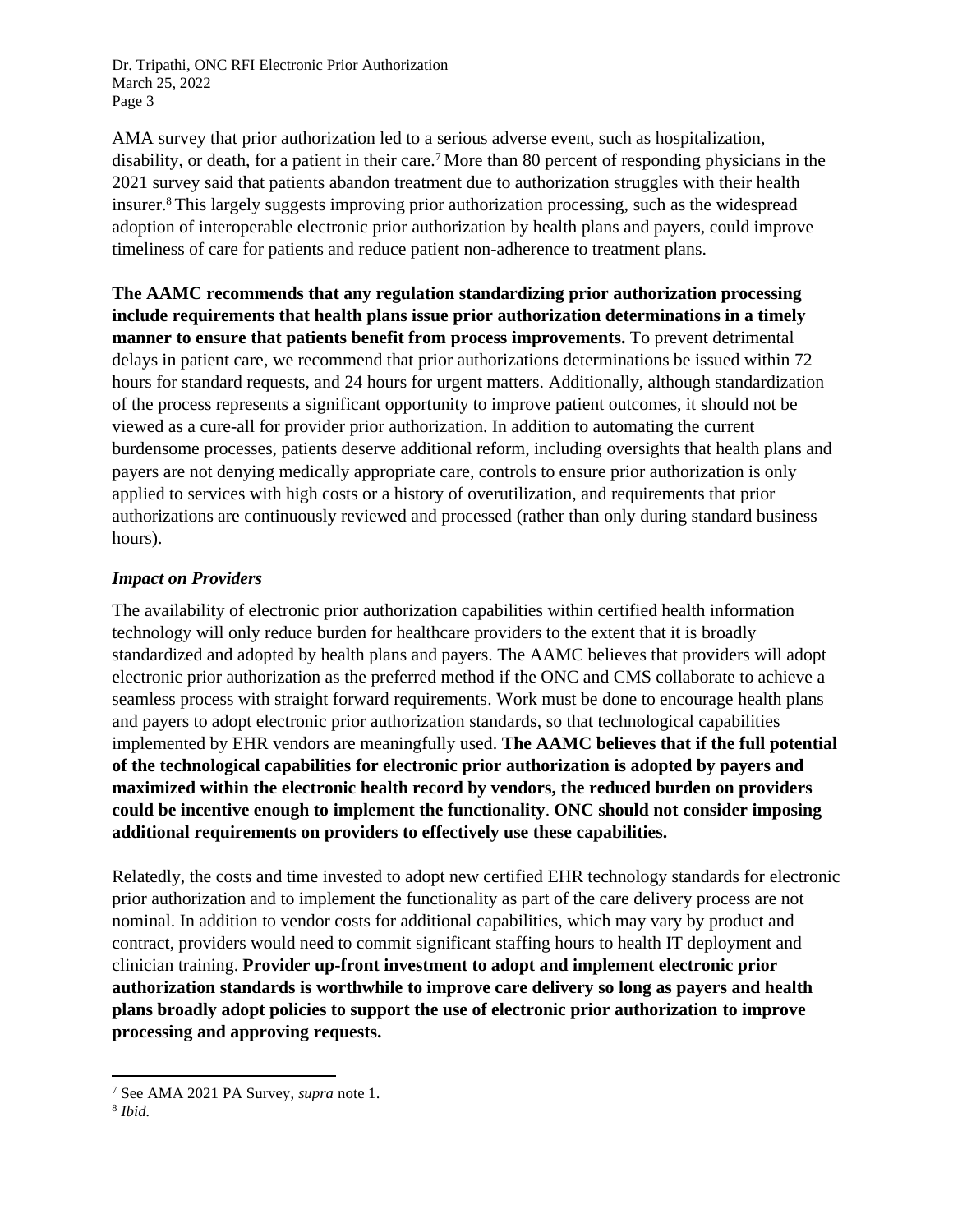AMA survey that prior authorization led to a serious adverse event, such as hospitalization, disability, or death, for a patient in their care.[7] More than 80 percent of responding physicians in the 2021 survey said that patients abandon treatment due to authorization struggles with their health insurer.[8] This largely suggests improving prior authorization processing, such as the widespread adoption of interoperable electronic prior authorization by health plans and payers, could improve timeliness of care for patients and reduce patient non-adherence to treatment plans.

**The AAMC recommends that any regulation standardizing prior authorization processing include requirements that health plans issue prior authorization determinations in a timely manner to ensure that patients benefit from process improvements.** To prevent detrimental delays in patient care, we recommend that prior authorizations determinations be issued within 72 hours for standard requests, and 24 hours for urgent matters. Additionally, although standardization of the process represents a significant opportunity to improve patient outcomes, it should not be viewed as a cure-all for provider prior authorization. In addition to automating the current burdensome processes, patients deserve additional reform, including oversights that health plans and payers are not denying medically appropriate care, controls to ensure prior authorization is only applied to services with high costs or a history of overutilization, and requirements that prior authorizations are continuously reviewed and processed (rather than only during standard business hours).

***Impact on Providers***

The availability of electronic prior authorization capabilities within certified health information technology will only reduce burden for healthcare providers to the extent that it is broadly standardized and adopted by health plans and payers. The AAMC believes that providers will adopt electronic prior authorization as the preferred method if the ONC and CMS collaborate to achieve a seamless process with straight forward requirements. Work must be done to encourage health plans and payers to adopt electronic prior authorization standards, so that technological capabilities implemented by EHR vendors are meaningfully used. **The AAMC believes that if the full potential of the technological capabilities for electronic prior authorization is adopted by payers and maximized within the electronic health record by vendors, the reduced burden on providers could be incentive enough to implement the functionality**. **ONC should not consider imposing additional requirements on providers to effectively use these capabilities.**

Relatedly, the costs and time invested to adopt new certified EHR technology standards for electronic prior authorization and to implement the functionality as part of the care delivery process are not nominal. In addition to vendor costs for additional capabilities, which may vary by product and contract, providers would need to commit significant staffing hours to health IT deployment and clinician training. **Provider up-front investment to adopt and implement electronic prior authorization standards is worthwhile to improve care delivery so long as payers and health plans broadly adopt policies to support the use of electronic prior authorization to improve processing and approving requests.**

---

[7] See AMA 2021 PA Survey, *supra* note 1.

[8] *Ibid.*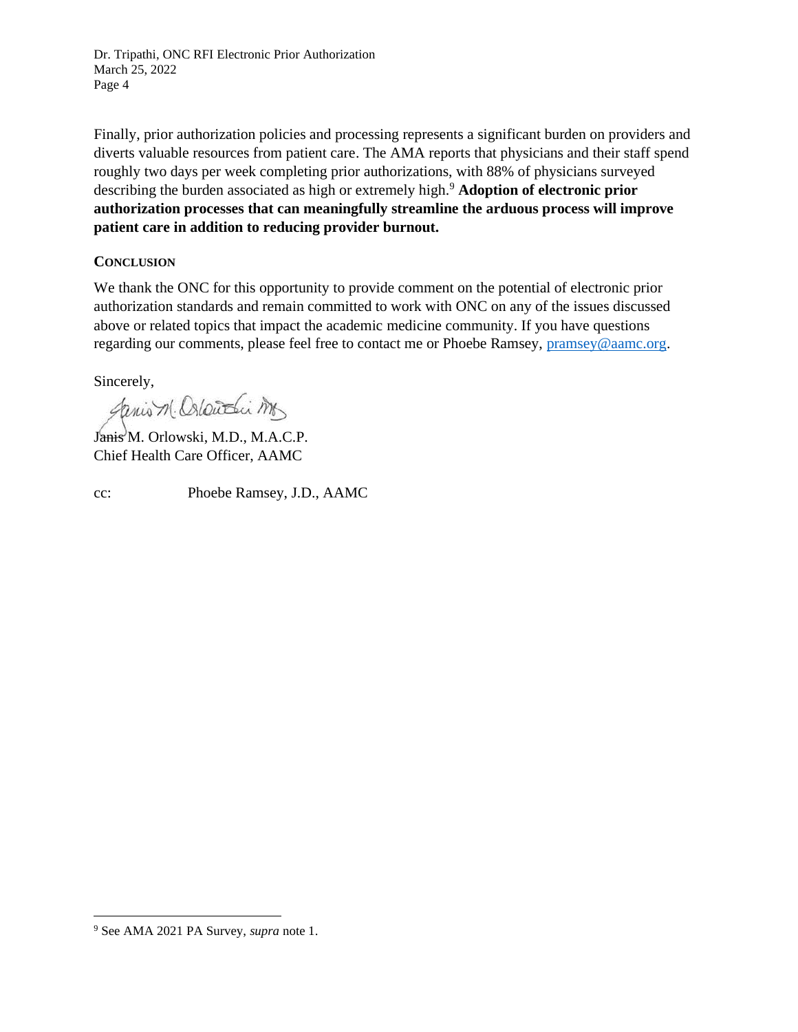Finally, prior authorization policies and processing represents a significant burden on providers and diverts valuable resources from patient care. The AMA reports that physicians and their staff spend roughly two days per week completing prior authorizations, with 88% of physicians surveyed describing the burden associated as high or extremely high.[9] **Adoption of electronic prior authorization processes that can meaningfully streamline the arduous process will improve patient care in addition to reducing provider burnout.**

## CONCLUSION

We thank the ONC for this opportunity to provide comment on the potential of electronic prior authorization standards and remain committed to work with ONC on any of the issues discussed above or related topics that impact the academic medicine community. If you have questions regarding our comments, please feel free to contact me or Phoebe Ramsey, pramsey@aamc.org.

Sincerely,

Janis M. Orlowski, M.D., M.A.C.P.
Chief Health Care Officer, AAMC

cc: Phoebe Ramsey, J.D., AAMC

---

[9] See AMA 2021 PA Survey, *supra* note 1.